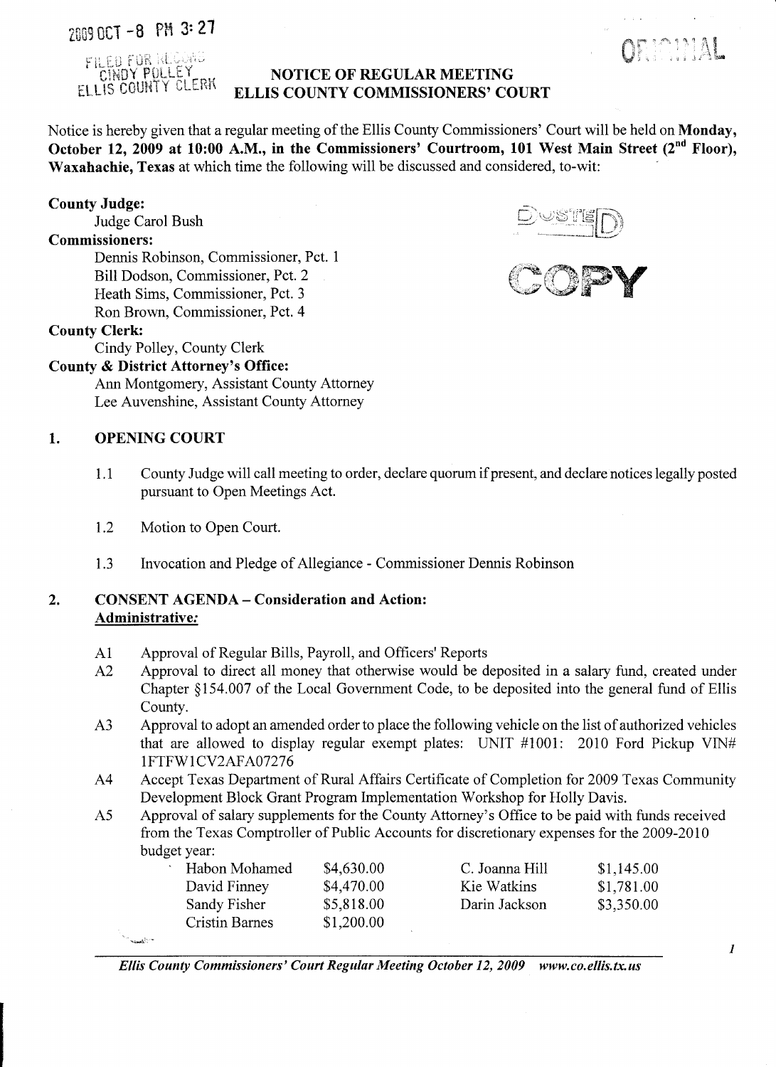2009 OCT -8 PM 3:27

FILED FOR RECORD
CINDY POLLEY
ELLIS COUNTY CLERK

ORIGINAL

# NOTICE OF REGULAR MEETING
# ELLIS COUNTY COMMISSIONERS' COURT

Notice is hereby given that a regular meeting of the Ellis County Commissioners' Court will be held on **Monday, October 12, 2009 at 10:00 A.M., in the Commissioners' Courtroom, 101 West Main Street (2nd Floor), Waxahachie, Texas** at which time the following will be discussed and considered, to-wit:

POSTED

COPY

**County Judge:**

Judge Carol Bush

**Commissioners:**

Dennis Robinson, Commissioner, Pct. 1
Bill Dodson, Commissioner, Pct. 2
Heath Sims, Commissioner, Pct. 3
Ron Brown, Commissioner, Pct. 4

**County Clerk:**

Cindy Polley, County Clerk

**County & District Attorney's Office:**

Ann Montgomery, Assistant County Attorney
Lee Auvenshine, Assistant County Attorney

## 1. OPENING COURT

1.1 County Judge will call meeting to order, declare quorum if present, and declare notices legally posted pursuant to Open Meetings Act.

1.2 Motion to Open Court.

1.3 Invocation and Pledge of Allegiance - Commissioner Dennis Robinson

## 2. CONSENT AGENDA – Consideration and Action:

***Administrative:***

A1 Approval of Regular Bills, Payroll, and Officers' Reports

A2 Approval to direct all money that otherwise would be deposited in a salary fund, created under Chapter §154.007 of the Local Government Code, to be deposited into the general fund of Ellis County.

A3 Approval to adopt an amended order to place the following vehicle on the list of authorized vehicles that are allowed to display regular exempt plates: UNIT #1001: 2010 Ford Pickup VIN# 1FTFW1CV2AFA07276

A4 Accept Texas Department of Rural Affairs Certificate of Completion for 2009 Texas Community Development Block Grant Program Implementation Workshop for Holly Davis.

A5 Approval of salary supplements for the County Attorney's Office to be paid with funds received from the Texas Comptroller of Public Accounts for discretionary expenses for the 2009-2010 budget year:

| | | | |
|---|---|---|---|
| Habon Mohamed | $4,630.00 | C. Joanna Hill | $1,145.00 |
| David Finney | $4,470.00 | Kie Watkins | $1,781.00 |
| Sandy Fisher | $5,818.00 | Darin Jackson | $3,350.00 |
| Cristin Barnes | $1,200.00 | | |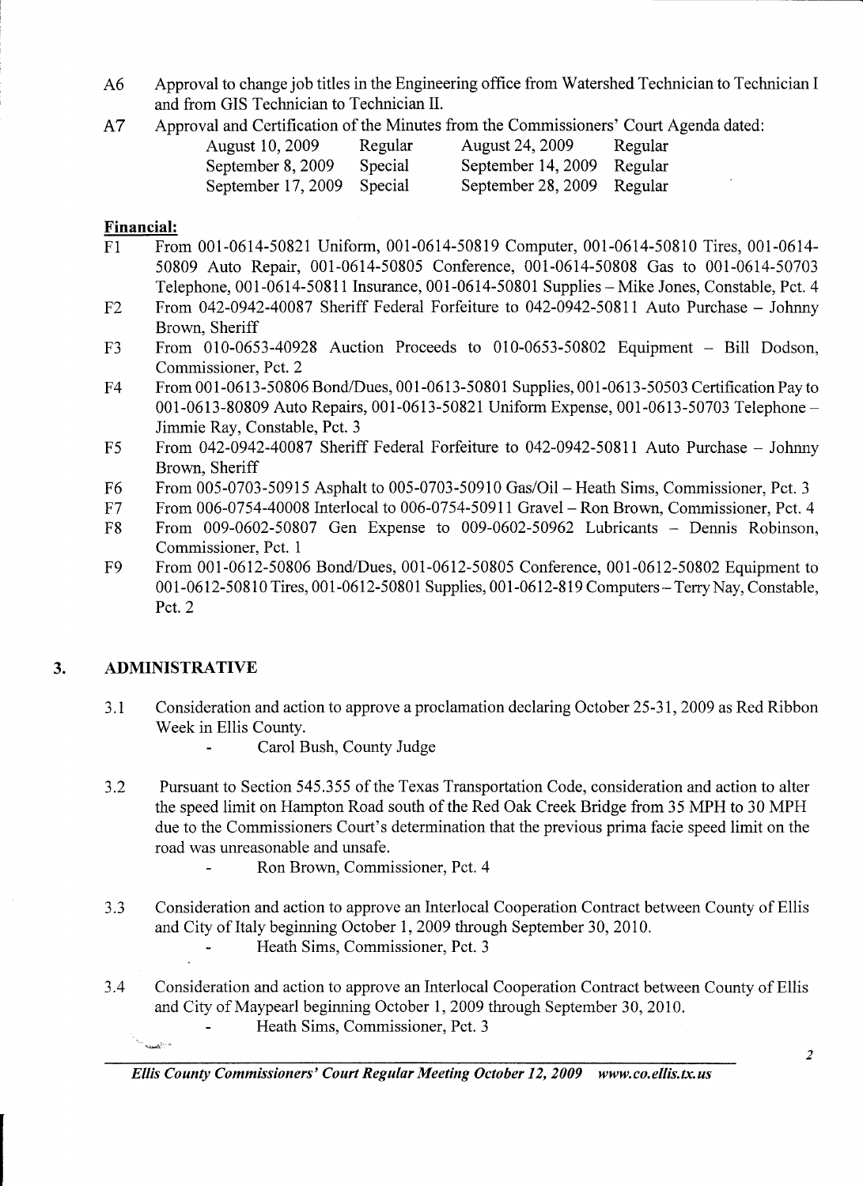A6 Approval to change job titles in the Engineering office from Watershed Technician to Technician I and from GIS Technician to Technician II.

A7 Approval and Certification of the Minutes from the Commissioners' Court Agenda dated:

| | | | |
|---|---|---|---|
| August 10, 2009 | Regular | August 24, 2009 | Regular |
| September 8, 2009 | Special | September 14, 2009 | Regular |
| September 17, 2009 | Special | September 28, 2009 | Regular |

**Financial:**

F1 From 001-0614-50821 Uniform, 001-0614-50819 Computer, 001-0614-50810 Tires, 001-0614-50809 Auto Repair, 001-0614-50805 Conference, 001-0614-50808 Gas to 001-0614-50703 Telephone, 001-0614-50811 Insurance, 001-0614-50801 Supplies – Mike Jones, Constable, Pct. 4

F2 From 042-0942-40087 Sheriff Federal Forfeiture to 042-0942-50811 Auto Purchase – Johnny Brown, Sheriff

F3 From 010-0653-40928 Auction Proceeds to 010-0653-50802 Equipment – Bill Dodson, Commissioner, Pct. 2

F4 From 001-0613-50806 Bond/Dues, 001-0613-50801 Supplies, 001-0613-50503 Certification Pay to 001-0613-80809 Auto Repairs, 001-0613-50821 Uniform Expense, 001-0613-50703 Telephone – Jimmie Ray, Constable, Pct. 3

F5 From 042-0942-40087 Sheriff Federal Forfeiture to 042-0942-50811 Auto Purchase – Johnny Brown, Sheriff

F6 From 005-0703-50915 Asphalt to 005-0703-50910 Gas/Oil – Heath Sims, Commissioner, Pct. 3

F7 From 006-0754-40008 Interlocal to 006-0754-50911 Gravel – Ron Brown, Commissioner, Pct. 4

F8 From 009-0602-50807 Gen Expense to 009-0602-50962 Lubricants – Dennis Robinson, Commissioner, Pct. 1

F9 From 001-0612-50806 Bond/Dues, 001-0612-50805 Conference, 001-0612-50802 Equipment to 001-0612-50810 Tires, 001-0612-50801 Supplies, 001-0612-819 Computers – Terry Nay, Constable, Pct. 2

## 3. ADMINISTRATIVE

3.1 Consideration and action to approve a proclamation declaring October 25-31, 2009 as Red Ribbon Week in Ellis County.

- Carol Bush, County Judge

3.2 Pursuant to Section 545.355 of the Texas Transportation Code, consideration and action to alter the speed limit on Hampton Road south of the Red Oak Creek Bridge from 35 MPH to 30 MPH due to the Commissioners Court's determination that the previous prima facie speed limit on the road was unreasonable and unsafe.

- Ron Brown, Commissioner, Pct. 4

3.3 Consideration and action to approve an Interlocal Cooperation Contract between County of Ellis and City of Italy beginning October 1, 2009 through September 30, 2010.

- Heath Sims, Commissioner, Pct. 3

3.4 Consideration and action to approve an Interlocal Cooperation Contract between County of Ellis and City of Maypearl beginning October 1, 2009 through September 30, 2010.

- Heath Sims, Commissioner, Pct. 3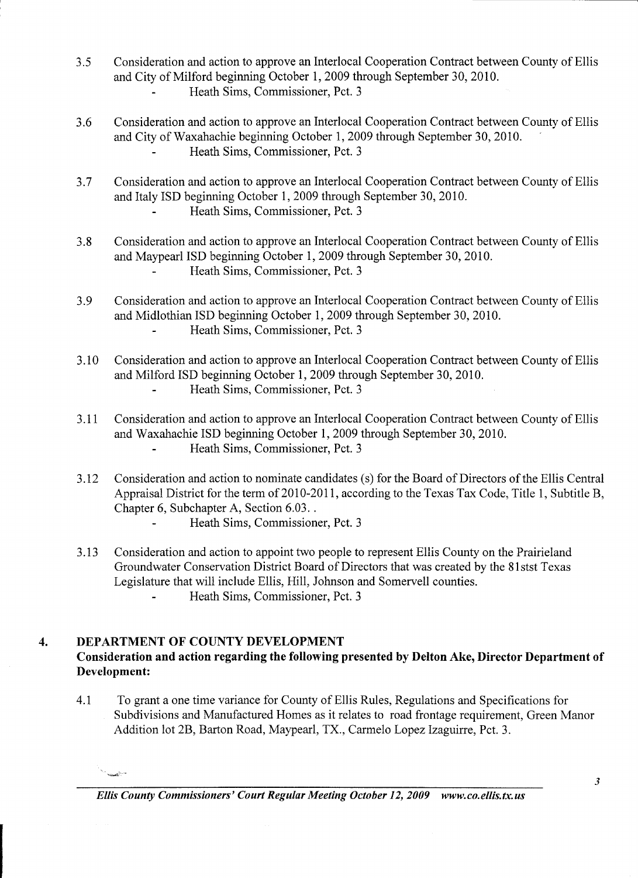3.5 Consideration and action to approve an Interlocal Cooperation Contract between County of Ellis and City of Milford beginning October 1, 2009 through September 30, 2010.
   - Heath Sims, Commissioner, Pct. 3

3.6 Consideration and action to approve an Interlocal Cooperation Contract between County of Ellis and City of Waxahachie beginning October 1, 2009 through September 30, 2010.
   - Heath Sims, Commissioner, Pct. 3

3.7 Consideration and action to approve an Interlocal Cooperation Contract between County of Ellis and Italy ISD beginning October 1, 2009 through September 30, 2010.
   - Heath Sims, Commissioner, Pct. 3

3.8 Consideration and action to approve an Interlocal Cooperation Contract between County of Ellis and Maypearl ISD beginning October 1, 2009 through September 30, 2010.
   - Heath Sims, Commissioner, Pct. 3

3.9 Consideration and action to approve an Interlocal Cooperation Contract between County of Ellis and Midlothian ISD beginning October 1, 2009 through September 30, 2010.
   - Heath Sims, Commissioner, Pct. 3

3.10 Consideration and action to approve an Interlocal Cooperation Contract between County of Ellis and Milford ISD beginning October 1, 2009 through September 30, 2010.
   - Heath Sims, Commissioner, Pct. 3

3.11 Consideration and action to approve an Interlocal Cooperation Contract between County of Ellis and Waxahachie ISD beginning October 1, 2009 through September 30, 2010.
   - Heath Sims, Commissioner, Pct. 3

3.12 Consideration and action to nominate candidates (s) for the Board of Directors of the Ellis Central Appraisal District for the term of 2010-2011, according to the Texas Tax Code, Title 1, Subtitle B, Chapter 6, Subchapter A, Section 6.03. .
   - Heath Sims, Commissioner, Pct. 3

3.13 Consideration and action to appoint two people to represent Ellis County on the Prairieland Groundwater Conservation District Board of Directors that was created by the 81stst Texas Legislature that will include Ellis, Hill, Johnson and Somervell counties.
   - Heath Sims, Commissioner, Pct. 3

## 4. DEPARTMENT OF COUNTY DEVELOPMENT

**Consideration and action regarding the following presented by Delton Ake, Director Department of Development:**

4.1 To grant a one time variance for County of Ellis Rules, Regulations and Specifications for Subdivisions and Manufactured Homes as it relates to road frontage requirement, Green Manor Addition lot 2B, Barton Road, Maypearl, TX., Carmelo Lopez Izaguirre, Pct. 3.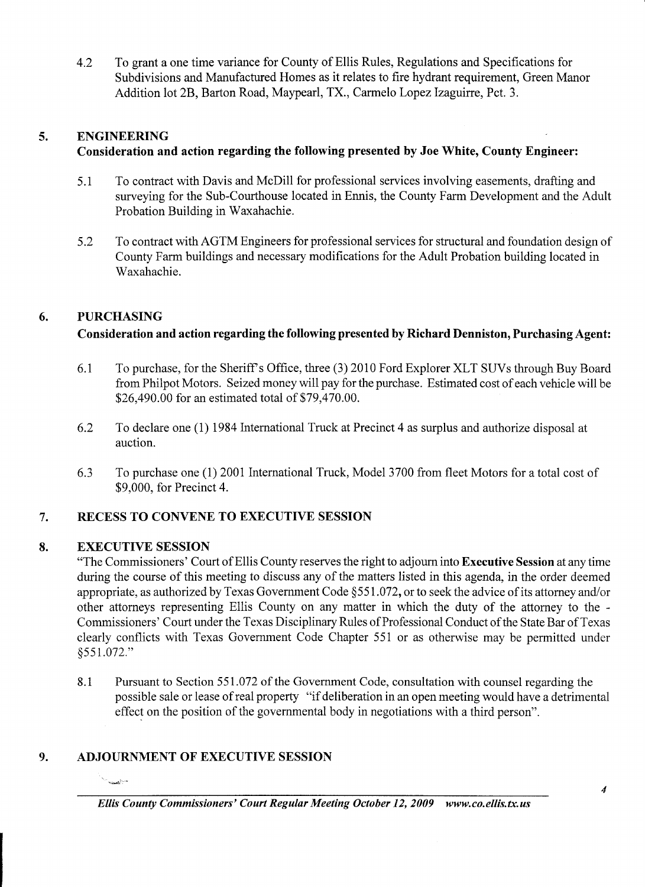4.2 To grant a one time variance for County of Ellis Rules, Regulations and Specifications for Subdivisions and Manufactured Homes as it relates to fire hydrant requirement, Green Manor Addition lot 2B, Barton Road, Maypearl, TX., Carmelo Lopez Izaguirre, Pct. 3.

## 5. ENGINEERING

**Consideration and action regarding the following presented by Joe White, County Engineer:**

5.1 To contract with Davis and McDill for professional services involving easements, drafting and surveying for the Sub-Courthouse located in Ennis, the County Farm Development and the Adult Probation Building in Waxahachie.

5.2 To contract with AGTM Engineers for professional services for structural and foundation design of County Farm buildings and necessary modifications for the Adult Probation building located in Waxahachie.

## 6. PURCHASING

**Consideration and action regarding the following presented by Richard Denniston, Purchasing Agent:**

6.1 To purchase, for the Sheriff's Office, three (3) 2010 Ford Explorer XLT SUVs through Buy Board from Philpot Motors. Seized money will pay for the purchase. Estimated cost of each vehicle will be $26,490.00 for an estimated total of $79,470.00.

6.2 To declare one (1) 1984 International Truck at Precinct 4 as surplus and authorize disposal at auction.

6.3 To purchase one (1) 2001 International Truck, Model 3700 from fleet Motors for a total cost of $9,000, for Precinct 4.

## 7. RECESS TO CONVENE TO EXECUTIVE SESSION

## 8. EXECUTIVE SESSION

"The Commissioners' Court of Ellis County reserves the right to adjourn into **Executive Session** at any time during the course of this meeting to discuss any of the matters listed in this agenda, in the order deemed appropriate, as authorized by Texas Government Code §551.072, or to seek the advice of its attorney and/or other attorneys representing Ellis County on any matter in which the duty of the attorney to the - Commissioners' Court under the Texas Disciplinary Rules of Professional Conduct of the State Bar of Texas clearly conflicts with Texas Government Code Chapter 551 or as otherwise may be permitted under §551.072."

8.1 Pursuant to Section 551.072 of the Government Code, consultation with counsel regarding the possible sale or lease of real property "if deliberation in an open meeting would have a detrimental effect on the position of the governmental body in negotiations with a third person".

## 9. ADJOURNMENT OF EXECUTIVE SESSION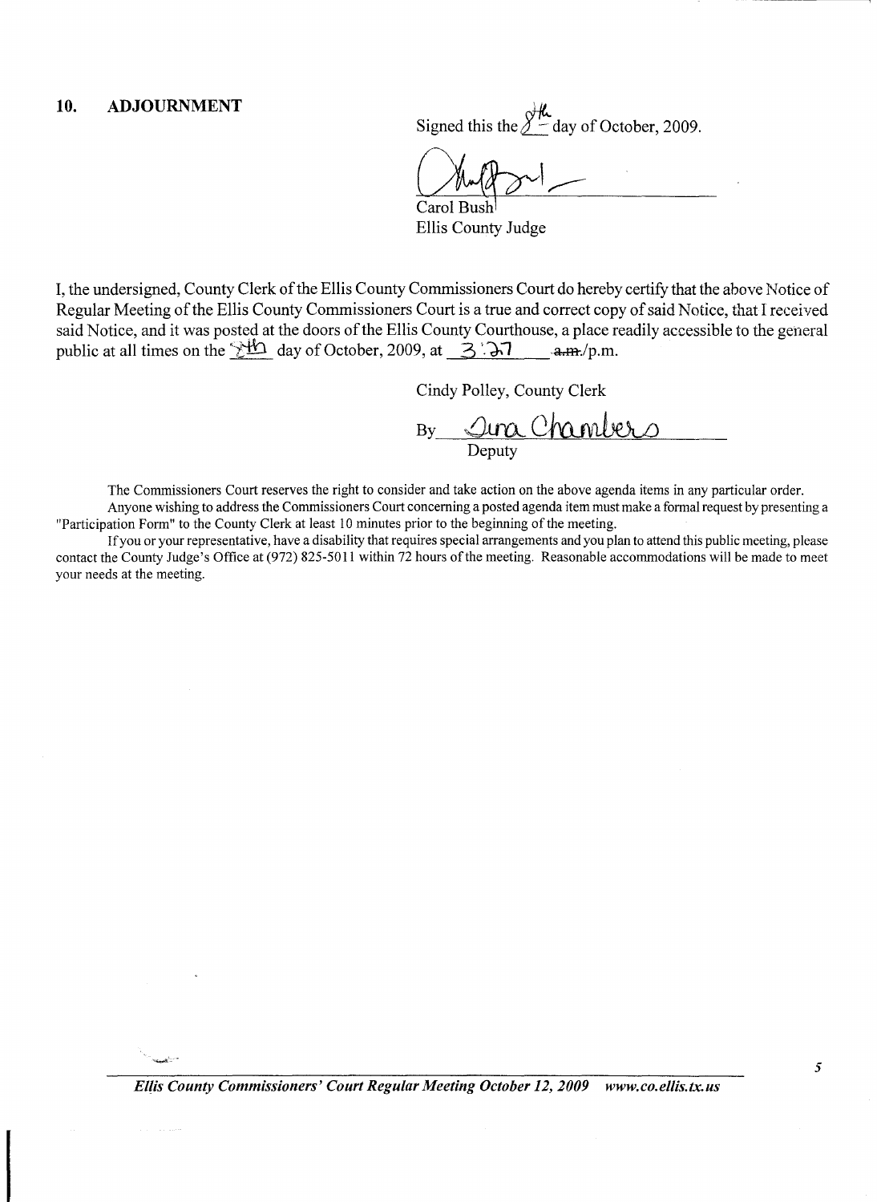## 10. ADJOURNMENT

Signed this the 8th day of October, 2009.

Carol Bush
Ellis County Judge

I, the undersigned, County Clerk of the Ellis County Commissioners Court do hereby certify that the above Notice of Regular Meeting of the Ellis County Commissioners Court is a true and correct copy of said Notice, that I received said Notice, and it was posted at the doors of the Ellis County Courthouse, a place readily accessible to the general public at all times on the 8th day of October, 2009, at 3:37 ~~a.m.~~/p.m.

Cindy Polley, County Clerk

By Ura Chambers
Deputy

The Commissioners Court reserves the right to consider and take action on the above agenda items in any particular order.

Anyone wishing to address the Commissioners Court concerning a posted agenda item must make a formal request by presenting a "Participation Form" to the County Clerk at least 10 minutes prior to the beginning of the meeting.

If you or your representative, have a disability that requires special arrangements and you plan to attend this public meeting, please contact the County Judge's Office at (972) 825-5011 within 72 hours of the meeting. Reasonable accommodations will be made to meet your needs at the meeting.